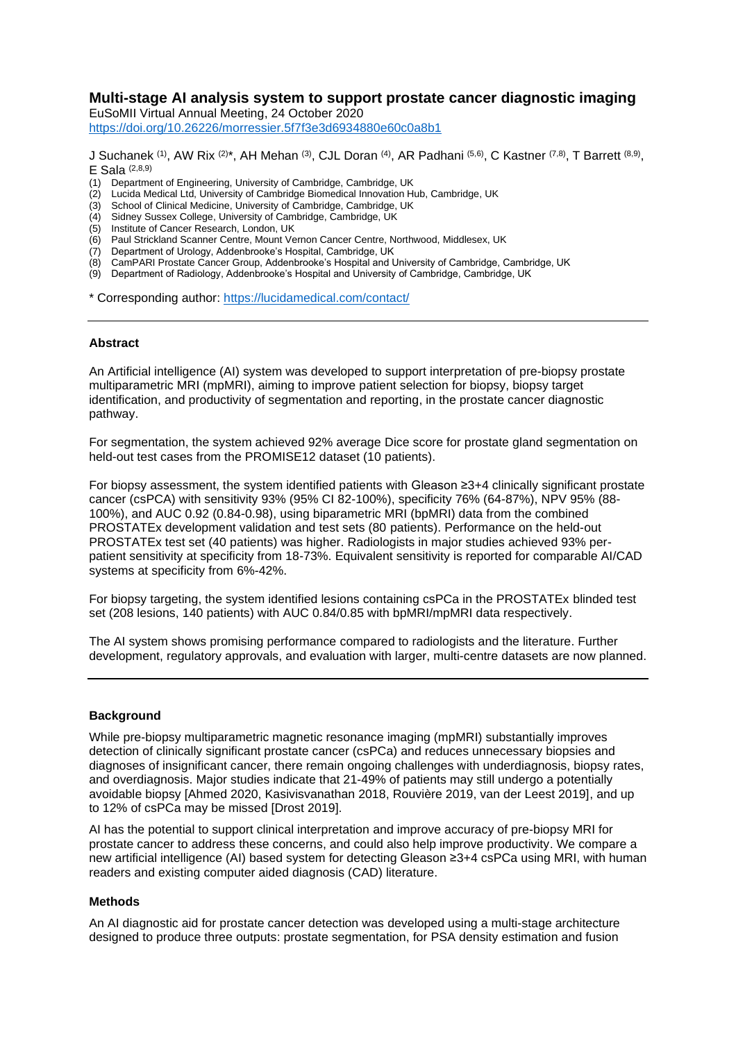# Multi-stage AI analysis system to support prostate cancer diagnostic imaging

EuSoMII Virtual Annual Meeting, 24 October 2020
https://doi.org/10.26226/morressier.5f7f3e3d6934880e60c0a8b1

J Suchanek [1], AW Rix [2]*, AH Mehan [3], CJL Doran [4], AR Padhani [5,6], C Kastner [7,8], T Barrett [8,9], E Sala [2,8,9]

(1) Department of Engineering, University of Cambridge, Cambridge, UK
(2) Lucida Medical Ltd, University of Cambridge Biomedical Innovation Hub, Cambridge, UK
(3) School of Clinical Medicine, University of Cambridge, Cambridge, UK
(4) Sidney Sussex College, University of Cambridge, Cambridge, UK
(5) Institute of Cancer Research, London, UK
(6) Paul Strickland Scanner Centre, Mount Vernon Cancer Centre, Northwood, Middlesex, UK
(7) Department of Urology, Addenbrooke's Hospital, Cambridge, UK
(8) CamPARI Prostate Cancer Group, Addenbrooke's Hospital and University of Cambridge, Cambridge, UK
(9) Department of Radiology, Addenbrooke's Hospital and University of Cambridge, Cambridge, UK

\* Corresponding author: https://lucidamedical.com/contact/

---

### Abstract

An Artificial intelligence (AI) system was developed to support interpretation of pre-biopsy prostate multiparametric MRI (mpMRI), aiming to improve patient selection for biopsy, biopsy target identification, and productivity of segmentation and reporting, in the prostate cancer diagnostic pathway.

For segmentation, the system achieved 92% average Dice score for prostate gland segmentation on held-out test cases from the PROMISE12 dataset (10 patients).

For biopsy assessment, the system identified patients with Gleason ≥3+4 clinically significant prostate cancer (csPCA) with sensitivity 93% (95% CI 82-100%), specificity 76% (64-87%), NPV 95% (88-100%), and AUC 0.92 (0.84-0.98), using biparametric MRI (bpMRI) data from the combined PROSTATEx development validation and test sets (80 patients). Performance on the held-out PROSTATEx test set (40 patients) was higher. Radiologists in major studies achieved 93% per-patient sensitivity at specificity from 18-73%. Equivalent sensitivity is reported for comparable AI/CAD systems at specificity from 6%-42%.

For biopsy targeting, the system identified lesions containing csPCa in the PROSTATEx blinded test set (208 lesions, 140 patients) with AUC 0.84/0.85 with bpMRI/mpMRI data respectively.

The AI system shows promising performance compared to radiologists and the literature. Further development, regulatory approvals, and evaluation with larger, multi-centre datasets are now planned.

---

### Background

While pre-biopsy multiparametric magnetic resonance imaging (mpMRI) substantially improves detection of clinically significant prostate cancer (csPCa) and reduces unnecessary biopsies and diagnoses of insignificant cancer, there remain ongoing challenges with underdiagnosis, biopsy rates, and overdiagnosis. Major studies indicate that 21-49% of patients may still undergo a potentially avoidable biopsy [Ahmed 2020, Kasivisvanathan 2018, Rouvière 2019, van der Leest 2019], and up to 12% of csPCa may be missed [Drost 2019].

AI has the potential to support clinical interpretation and improve accuracy of pre-biopsy MRI for prostate cancer to address these concerns, and could also help improve productivity. We compare a new artificial intelligence (AI) based system for detecting Gleason ≥3+4 csPCa using MRI, with human readers and existing computer aided diagnosis (CAD) literature.

### Methods

An AI diagnostic aid for prostate cancer detection was developed using a multi-stage architecture designed to produce three outputs: prostate segmentation, for PSA density estimation and fusion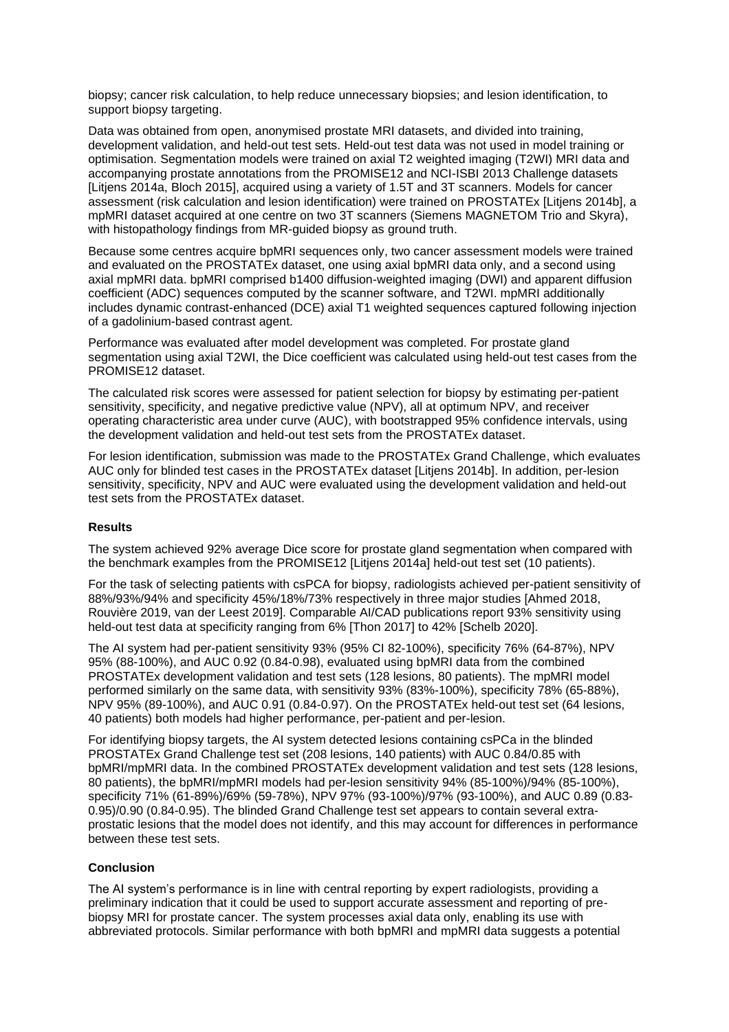biopsy; cancer risk calculation, to help reduce unnecessary biopsies; and lesion identification, to support biopsy targeting.

Data was obtained from open, anonymised prostate MRI datasets, and divided into training, development validation, and held-out test sets. Held-out test data was not used in model training or optimisation. Segmentation models were trained on axial T2 weighted imaging (T2WI) MRI data and accompanying prostate annotations from the PROMISE12 and NCI-ISBI 2013 Challenge datasets [Litjens 2014a, Bloch 2015], acquired using a variety of 1.5T and 3T scanners. Models for cancer assessment (risk calculation and lesion identification) were trained on PROSTATEx [Litjens 2014b], a mpMRI dataset acquired at one centre on two 3T scanners (Siemens MAGNETOM Trio and Skyra), with histopathology findings from MR-guided biopsy as ground truth.

Because some centres acquire bpMRI sequences only, two cancer assessment models were trained and evaluated on the PROSTATEx dataset, one using axial bpMRI data only, and a second using axial mpMRI data. bpMRI comprised b1400 diffusion-weighted imaging (DWI) and apparent diffusion coefficient (ADC) sequences computed by the scanner software, and T2WI. mpMRI additionally includes dynamic contrast-enhanced (DCE) axial T1 weighted sequences captured following injection of a gadolinium-based contrast agent.

Performance was evaluated after model development was completed. For prostate gland segmentation using axial T2WI, the Dice coefficient was calculated using held-out test cases from the PROMISE12 dataset.

The calculated risk scores were assessed for patient selection for biopsy by estimating per-patient sensitivity, specificity, and negative predictive value (NPV), all at optimum NPV, and receiver operating characteristic area under curve (AUC), with bootstrapped 95% confidence intervals, using the development validation and held-out test sets from the PROSTATEx dataset.

For lesion identification, submission was made to the PROSTATEx Grand Challenge, which evaluates AUC only for blinded test cases in the PROSTATEx dataset [Litjens 2014b]. In addition, per-lesion sensitivity, specificity, NPV and AUC were evaluated using the development validation and held-out test sets from the PROSTATEx dataset.

**Results**

The system achieved 92% average Dice score for prostate gland segmentation when compared with the benchmark examples from the PROMISE12 [Litjens 2014a] held-out test set (10 patients).

For the task of selecting patients with csPCA for biopsy, radiologists achieved per-patient sensitivity of 88%/93%/94% and specificity 45%/18%/73% respectively in three major studies [Ahmed 2018, Rouvière 2019, van der Leest 2019]. Comparable AI/CAD publications report 93% sensitivity using held-out test data at specificity ranging from 6% [Thon 2017] to 42% [Schelb 2020].

The AI system had per-patient sensitivity 93% (95% CI 82-100%), specificity 76% (64-87%), NPV 95% (88-100%), and AUC 0.92 (0.84-0.98), evaluated using bpMRI data from the combined PROSTATEx development validation and test sets (128 lesions, 80 patients). The mpMRI model performed similarly on the same data, with sensitivity 93% (83%-100%), specificity 78% (65-88%), NPV 95% (89-100%), and AUC 0.91 (0.84-0.97). On the PROSTATEx held-out test set (64 lesions, 40 patients) both models had higher performance, per-patient and per-lesion.

For identifying biopsy targets, the AI system detected lesions containing csPCa in the blinded PROSTATEx Grand Challenge test set (208 lesions, 140 patients) with AUC 0.84/0.85 with bpMRI/mpMRI data. In the combined PROSTATEx development validation and test sets (128 lesions, 80 patients), the bpMRI/mpMRI models had per-lesion sensitivity 94% (85-100%)/94% (85-100%), specificity 71% (61-89%)/69% (59-78%), NPV 97% (93-100%)/97% (93-100%), and AUC 0.89 (0.83-0.95)/0.90 (0.84-0.95). The blinded Grand Challenge test set appears to contain several extra-prostatic lesions that the model does not identify, and this may account for differences in performance between these test sets.

**Conclusion**

The AI system's performance is in line with central reporting by expert radiologists, providing a preliminary indication that it could be used to support accurate assessment and reporting of pre-biopsy MRI for prostate cancer. The system processes axial data only, enabling its use with abbreviated protocols. Similar performance with both bpMRI and mpMRI data suggests a potential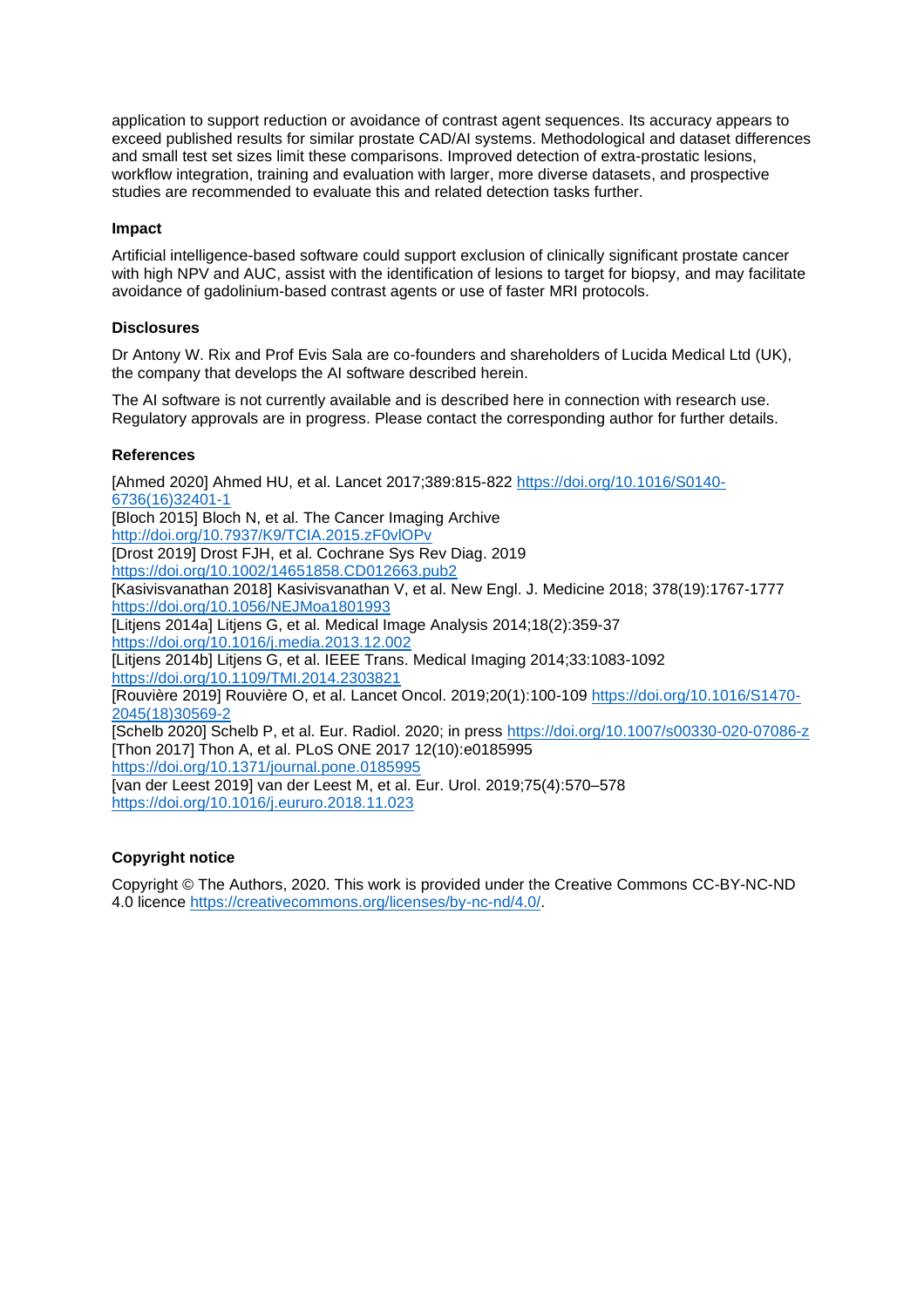application to support reduction or avoidance of contrast agent sequences. Its accuracy appears to exceed published results for similar prostate CAD/AI systems. Methodological and dataset differences and small test set sizes limit these comparisons. Improved detection of extra-prostatic lesions, workflow integration, training and evaluation with larger, more diverse datasets, and prospective studies are recommended to evaluate this and related detection tasks further.

### Impact

Artificial intelligence-based software could support exclusion of clinically significant prostate cancer with high NPV and AUC, assist with the identification of lesions to target for biopsy, and may facilitate avoidance of gadolinium-based contrast agents or use of faster MRI protocols.

### Disclosures

Dr Antony W. Rix and Prof Evis Sala are co-founders and shareholders of Lucida Medical Ltd (UK), the company that develops the AI software described herein.

The AI software is not currently available and is described here in connection with research use. Regulatory approvals are in progress. Please contact the corresponding author for further details.

### References

[Ahmed 2020] Ahmed HU, et al. Lancet 2017;389:815-822 https://doi.org/10.1016/S0140-6736(16)32401-1
[Bloch 2015] Bloch N, et al. The Cancer Imaging Archive http://doi.org/10.7937/K9/TCIA.2015.zF0vlOPv
[Drost 2019] Drost FJH, et al. Cochrane Sys Rev Diag. 2019 https://doi.org/10.1002/14651858.CD012663.pub2
[Kasivisvanathan 2018] Kasivisvanathan V, et al. New Engl. J. Medicine 2018; 378(19):1767-1777 https://doi.org/10.1056/NEJMoa1801993
[Litjens 2014a] Litjens G, et al. Medical Image Analysis 2014;18(2):359-37 https://doi.org/10.1016/j.media.2013.12.002
[Litjens 2014b] Litjens G, et al. IEEE Trans. Medical Imaging 2014;33:1083-1092 https://doi.org/10.1109/TMI.2014.2303821
[Rouvière 2019] Rouvière O, et al. Lancet Oncol. 2019;20(1):100-109 https://doi.org/10.1016/S1470-2045(18)30569-2
[Schelb 2020] Schelb P, et al. Eur. Radiol. 2020; in press https://doi.org/10.1007/s00330-020-07086-z
[Thon 2017] Thon A, et al. PLoS ONE 2017 12(10):e0185995 https://doi.org/10.1371/journal.pone.0185995
[van der Leest 2019] van der Leest M, et al. Eur. Urol. 2019;75(4):570–578 https://doi.org/10.1016/j.eururo.2018.11.023

### Copyright notice

Copyright © The Authors, 2020. This work is provided under the Creative Commons CC-BY-NC-ND 4.0 licence https://creativecommons.org/licenses/by-nc-nd/4.0/.